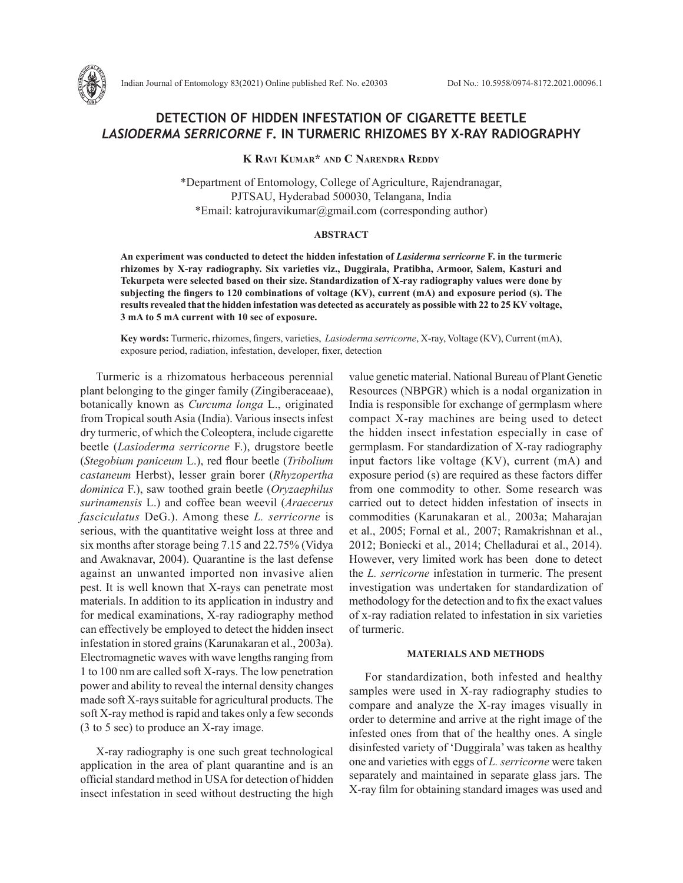# DETECTION OF HIDDEN INFESTATION OF CIGARETTE BEETLE *LASIODERMA SERRICORNE* F. IN TURMERIC RHIZOMES BY X-RAY RADIOGRAPHY

**K Ravi Kumar* and C Narendra Reddy**

*Department of Entomology, College of Agriculture, Rajendranagar, PJTSAU, Hyderabad 500030, Telangana, India
*Email: katrojuravikumar@gmail.com (corresponding author)

## ABSTRACT

**An experiment was conducted to detect the hidden infestation of *Lasiderma serricorne* F. in the turmeric rhizomes by X-ray radiography. Six varieties viz., Duggirala, Pratibha, Armoor, Salem, Kasturi and Tekurpeta were selected based on their size. Standardization of X-ray radiography values were done by subjecting the fingers to 120 combinations of voltage (KV), current (mA) and exposure period (s). The results revealed that the hidden infestation was detected as accurately as possible with 22 to 25 KV voltage, 3 mA to 5 mA current with 10 sec of exposure.**

**Key words:** Turmeric, rhizomes, fingers, varieties, *Lasioderma serricorne*, X-ray, Voltage (KV), Current (mA), exposure period, radiation, infestation, developer, fixer, detection

Turmeric is a rhizomatous herbaceous perennial plant belonging to the ginger family (Zingiberaceaae), botanically known as *Curcuma longa* L., originated from Tropical south Asia (India). Various insects infest dry turmeric, of which the Coleoptera, include cigarette beetle (*Lasioderma serricorne* F.), drugstore beetle (*Stegobium paniceum* L.), red flour beetle (*Tribolium castaneum* Herbst), lesser grain borer (*Rhyzopertha dominica* F.), saw toothed grain beetle (*Oryzaephilus surinamensis* L.) and coffee bean weevil (*Araecerus fasciculatus* DeG.). Among these *L. serricorne* is serious, with the quantitative weight loss at three and six months after storage being 7.15 and 22.75% (Vidya and Awaknavar, 2004). Quarantine is the last defense against an unwanted imported non invasive alien pest. It is well known that X-rays can penetrate most materials. In addition to its application in industry and for medical examinations, X-ray radiography method can effectively be employed to detect the hidden insect infestation in stored grains (Karunakaran et al., 2003a). Electromagnetic waves with wave lengths ranging from 1 to 100 nm are called soft X-rays. The low penetration power and ability to reveal the internal density changes made soft X-rays suitable for agricultural products. The soft X-ray method is rapid and takes only a few seconds (3 to 5 sec) to produce an X-ray image.

X-ray radiography is one such great technological application in the area of plant quarantine and is an official standard method in USA for detection of hidden insect infestation in seed without destructing the high value genetic material. National Bureau of Plant Genetic Resources (NBPGR) which is a nodal organization in India is responsible for exchange of germplasm where compact X-ray machines are being used to detect the hidden insect infestation especially in case of germplasm. For standardization of X-ray radiography input factors like voltage (KV), current (mA) and exposure period (s) are required as these factors differ from one commodity to other. Some research was carried out to detect hidden infestation of insects in commodities (Karunakaran et al*.,* 2003a; Maharajan et al., 2005; Fornal et al*.,* 2007; Ramakrishnan et al., 2012; Boniecki et al., 2014; Chelladurai et al., 2014). However, very limited work has been done to detect the *L. serricorne* infestation in turmeric. The present investigation was undertaken for standardization of methodology for the detection and to fix the exact values of x-ray radiation related to infestation in six varieties of turmeric.

## MATERIALS AND METHODS

For standardization, both infested and healthy samples were used in X-ray radiography studies to compare and analyze the X-ray images visually in order to determine and arrive at the right image of the infested ones from that of the healthy ones. A single disinfested variety of 'Duggirala' was taken as healthy one and varieties with eggs of *L. serricorne* were taken separately and maintained in separate glass jars. The X-ray film for obtaining standard images was used and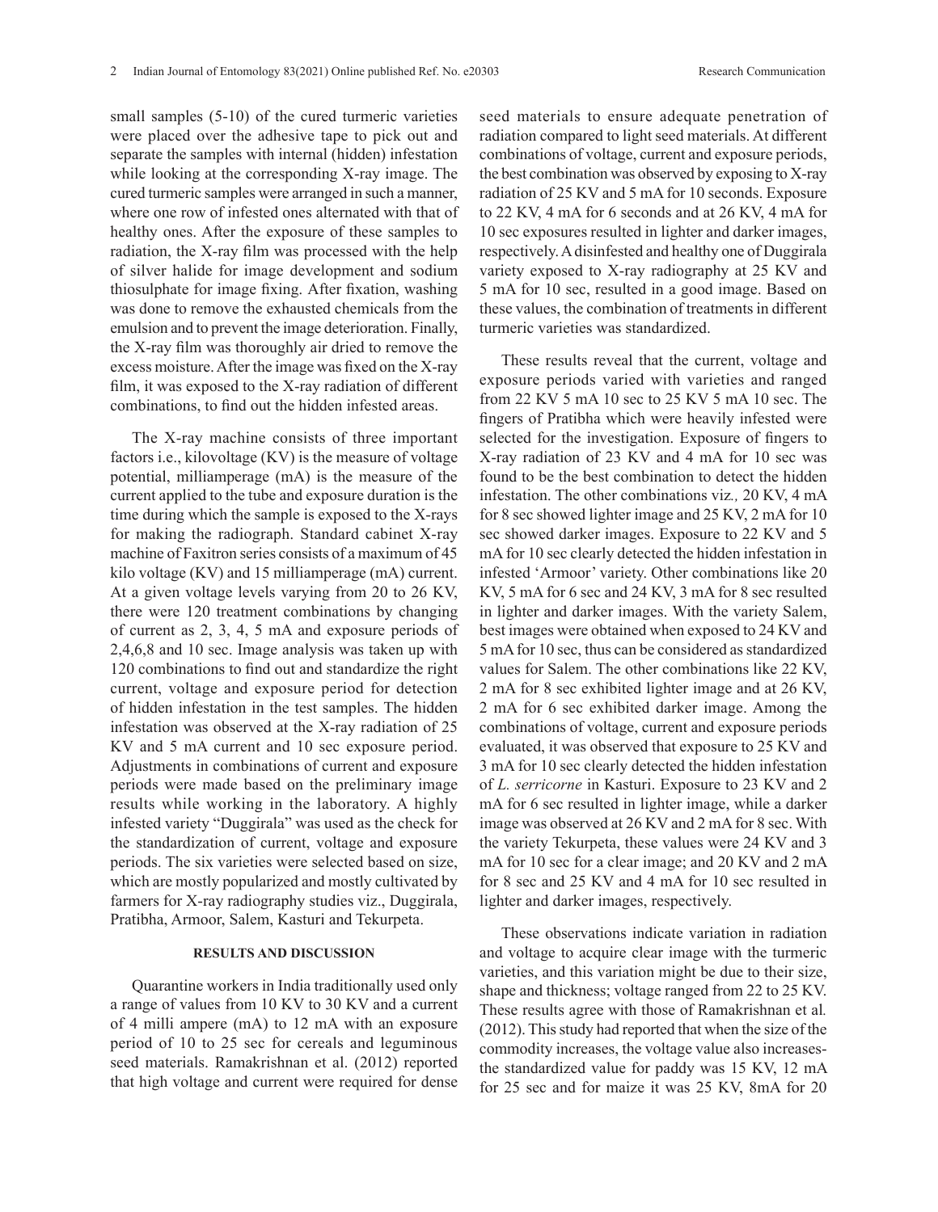small samples (5-10) of the cured turmeric varieties were placed over the adhesive tape to pick out and separate the samples with internal (hidden) infestation while looking at the corresponding X-ray image. The cured turmeric samples were arranged in such a manner, where one row of infested ones alternated with that of healthy ones. After the exposure of these samples to radiation, the X-ray film was processed with the help of silver halide for image development and sodium thiosulphate for image fixing. After fixation, washing was done to remove the exhausted chemicals from the emulsion and to prevent the image deterioration. Finally, the X-ray film was thoroughly air dried to remove the excess moisture. After the image was fixed on the X-ray film, it was exposed to the X-ray radiation of different combinations, to find out the hidden infested areas.

The X-ray machine consists of three important factors i.e., kilovoltage (KV) is the measure of voltage potential, milliamperage (mA) is the measure of the current applied to the tube and exposure duration is the time during which the sample is exposed to the X-rays for making the radiograph. Standard cabinet X-ray machine of Faxitron series consists of a maximum of 45 kilo voltage (KV) and 15 milliamperage (mA) current. At a given voltage levels varying from 20 to 26 KV, there were 120 treatment combinations by changing of current as 2, 3, 4, 5 mA and exposure periods of 2,4,6,8 and 10 sec. Image analysis was taken up with 120 combinations to find out and standardize the right current, voltage and exposure period for detection of hidden infestation in the test samples. The hidden infestation was observed at the X-ray radiation of 25 KV and 5 mA current and 10 sec exposure period. Adjustments in combinations of current and exposure periods were made based on the preliminary image results while working in the laboratory. A highly infested variety "Duggirala" was used as the check for the standardization of current, voltage and exposure periods. The six varieties were selected based on size, which are mostly popularized and mostly cultivated by farmers for X-ray radiography studies viz., Duggirala, Pratibha, Armoor, Salem, Kasturi and Tekurpeta.

## RESULTS AND DISCUSSION

Quarantine workers in India traditionally used only a range of values from 10 KV to 30 KV and a current of 4 milli ampere (mA) to 12 mA with an exposure period of 10 to 25 sec for cereals and leguminous seed materials. Ramakrishnan et al. (2012) reported that high voltage and current were required for dense seed materials to ensure adequate penetration of radiation compared to light seed materials. At different combinations of voltage, current and exposure periods, the best combination was observed by exposing to X-ray radiation of 25 KV and 5 mA for 10 seconds. Exposure to 22 KV, 4 mA for 6 seconds and at 26 KV, 4 mA for 10 sec exposures resulted in lighter and darker images, respectively. A disinfested and healthy one of Duggirala variety exposed to X-ray radiography at 25 KV and 5 mA for 10 sec, resulted in a good image. Based on these values, the combination of treatments in different turmeric varieties was standardized.

These results reveal that the current, voltage and exposure periods varied with varieties and ranged from 22 KV 5 mA 10 sec to 25 KV 5 mA 10 sec. The fingers of Pratibha which were heavily infested were selected for the investigation. Exposure of fingers to X-ray radiation of 23 KV and 4 mA for 10 sec was found to be the best combination to detect the hidden infestation. The other combinations viz*.,* 20 KV, 4 mA for 8 sec showed lighter image and 25 KV, 2 mA for 10 sec showed darker images. Exposure to 22 KV and 5 mA for 10 sec clearly detected the hidden infestation in infested 'Armoor' variety. Other combinations like 20 KV, 5 mA for 6 sec and 24 KV, 3 mA for 8 sec resulted in lighter and darker images. With the variety Salem, best images were obtained when exposed to 24 KV and 5 mA for 10 sec, thus can be considered as standardized values for Salem. The other combinations like 22 KV, 2 mA for 8 sec exhibited lighter image and at 26 KV, 2 mA for 6 sec exhibited darker image. Among the combinations of voltage, current and exposure periods evaluated, it was observed that exposure to 25 KV and 3 mA for 10 sec clearly detected the hidden infestation of *L. serricorne* in Kasturi. Exposure to 23 KV and 2 mA for 6 sec resulted in lighter image, while a darker image was observed at 26 KV and 2 mA for 8 sec. With the variety Tekurpeta, these values were 24 KV and 3 mA for 10 sec for a clear image; and 20 KV and 2 mA for 8 sec and 25 KV and 4 mA for 10 sec resulted in lighter and darker images, respectively.

These observations indicate variation in radiation and voltage to acquire clear image with the turmeric varieties, and this variation might be due to their size, shape and thickness; voltage ranged from 22 to 25 KV. These results agree with those of Ramakrishnan et al*.* (2012). This study had reported that when the size of the commodity increases, the voltage value also increases- the standardized value for paddy was 15 KV, 12 mA for 25 sec and for maize it was 25 KV, 8mA for 20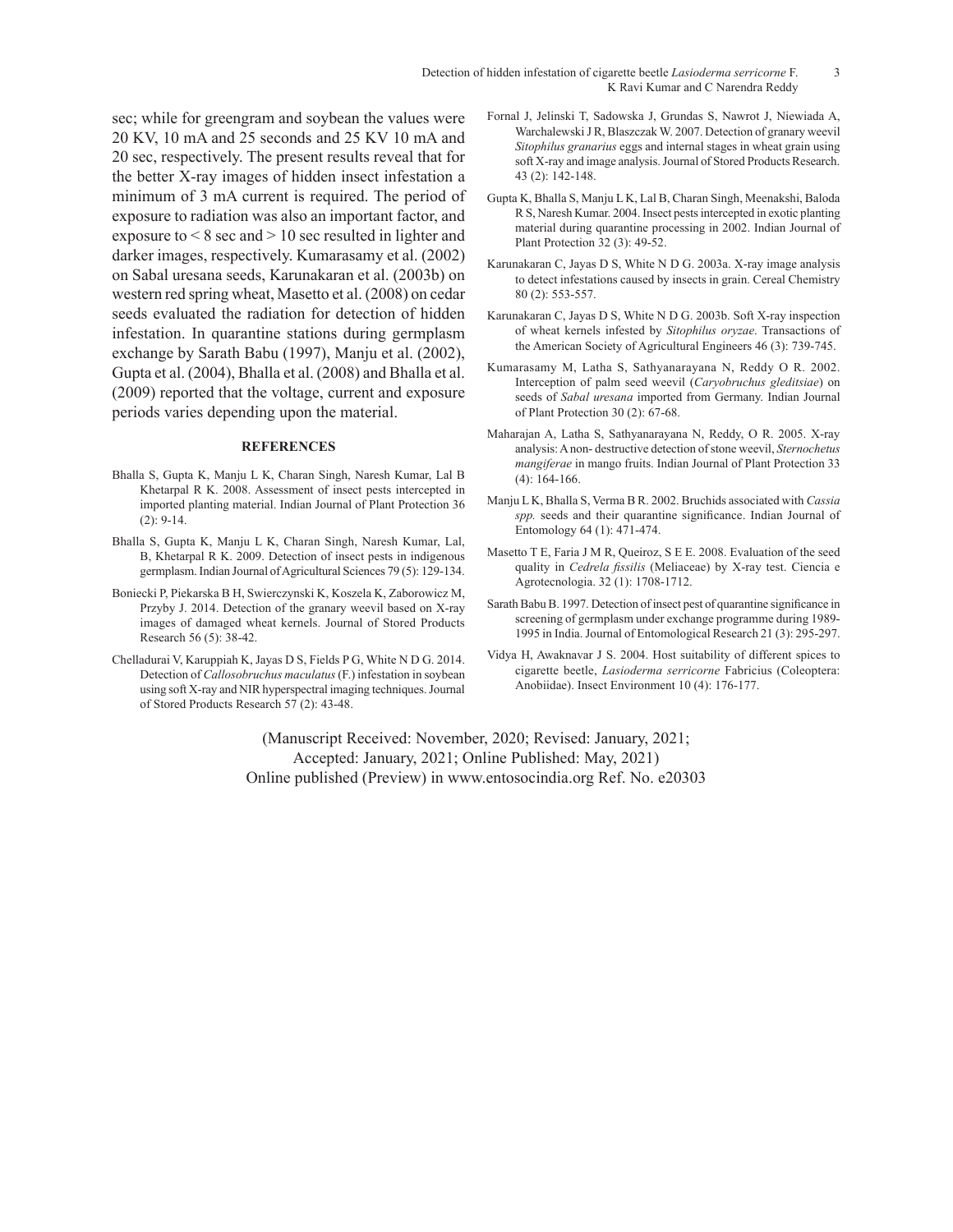sec; while for greengram and soybean the values were 20 KV, 10 mA and 25 seconds and 25 KV 10 mA and 20 sec, respectively. The present results reveal that for the better X-ray images of hidden insect infestation a minimum of 3 mA current is required. The period of exposure to radiation was also an important factor, and exposure to < 8 sec and > 10 sec resulted in lighter and darker images, respectively. Kumarasamy et al. (2002) on Sabal uresana seeds, Karunakaran et al. (2003b) on western red spring wheat, Masetto et al. (2008) on cedar seeds evaluated the radiation for detection of hidden infestation. In quarantine stations during germplasm exchange by Sarath Babu (1997), Manju et al. (2002), Gupta et al. (2004), Bhalla et al. (2008) and Bhalla et al. (2009) reported that the voltage, current and exposure periods varies depending upon the material.

## REFERENCES

Bhalla S, Gupta K, Manju L K, Charan Singh, Naresh Kumar, Lal B Khetarpal R K. 2008. Assessment of insect pests intercepted in imported planting material. Indian Journal of Plant Protection 36 (2): 9-14.

Bhalla S, Gupta K, Manju L K, Charan Singh, Naresh Kumar, Lal, B, Khetarpal R K. 2009. Detection of insect pests in indigenous germplasm. Indian Journal of Agricultural Sciences 79 (5): 129-134.

Boniecki P, Piekarska B H, Swierczynski K, Koszela K, Zaborowicz M, Przyby J. 2014. Detection of the granary weevil based on X-ray images of damaged wheat kernels. Journal of Stored Products Research 56 (5): 38-42.

Chelladurai V, Karuppiah K, Jayas D S, Fields P G, White N D G. 2014. Detection of *Callosobruchus maculatus* (F.) infestation in soybean using soft X-ray and NIR hyperspectral imaging techniques. Journal of Stored Products Research 57 (2): 43-48.

Fornal J, Jelinski T, Sadowska J, Grundas S, Nawrot J, Niewiada A, Warchalewski J R, Blaszczak W. 2007. Detection of granary weevil *Sitophilus granarius* eggs and internal stages in wheat grain using soft X-ray and image analysis. Journal of Stored Products Research. 43 (2): 142-148.

Gupta K, Bhalla S, Manju L K, Lal B, Charan Singh, Meenakshi, Baloda R S, Naresh Kumar. 2004. Insect pests intercepted in exotic planting material during quarantine processing in 2002. Indian Journal of Plant Protection 32 (3): 49-52.

Karunakaran C, Jayas D S, White N D G. 2003a. X-ray image analysis to detect infestations caused by insects in grain. Cereal Chemistry 80 (2): 553-557.

Karunakaran C, Jayas D S, White N D G. 2003b. Soft X-ray inspection of wheat kernels infested by *Sitophilus oryzae*. Transactions of the American Society of Agricultural Engineers 46 (3): 739-745.

Kumarasamy M, Latha S, Sathyanarayana N, Reddy O R. 2002. Interception of palm seed weevil (*Caryobruchus gleditsiae*) on seeds of *Sabal uresana* imported from Germany. Indian Journal of Plant Protection 30 (2): 67-68.

Maharajan A, Latha S, Sathyanarayana N, Reddy, O R. 2005. X-ray analysis: A non- destructive detection of stone weevil, *Sternochetus mangiferae* in mango fruits. Indian Journal of Plant Protection 33 (4): 164-166.

Manju L K, Bhalla S, Verma B R. 2002. Bruchids associated with *Cassia spp.* seeds and their quarantine significance. Indian Journal of Entomology 64 (1): 471-474.

Masetto T E, Faria J M R, Queiroz, S E E. 2008. Evaluation of the seed quality in *Cedrela fissilis* (Meliaceae) by X-ray test. Ciencia e Agrotecnologia. 32 (1): 1708-1712.

Sarath Babu B. 1997. Detection of insect pest of quarantine significance in screening of germplasm under exchange programme during 1989-1995 in India. Journal of Entomological Research 21 (3): 295-297.

Vidya H, Awaknavar J S. 2004. Host suitability of different spices to cigarette beetle, *Lasioderma serricorne* Fabricius (Coleoptera: Anobiidae). Insect Environment 10 (4): 176-177.

(Manuscript Received: November, 2020; Revised: January, 2021; Accepted: January, 2021; Online Published: May, 2021)
Online published (Preview) in www.entosocindia.org Ref. No. e20303